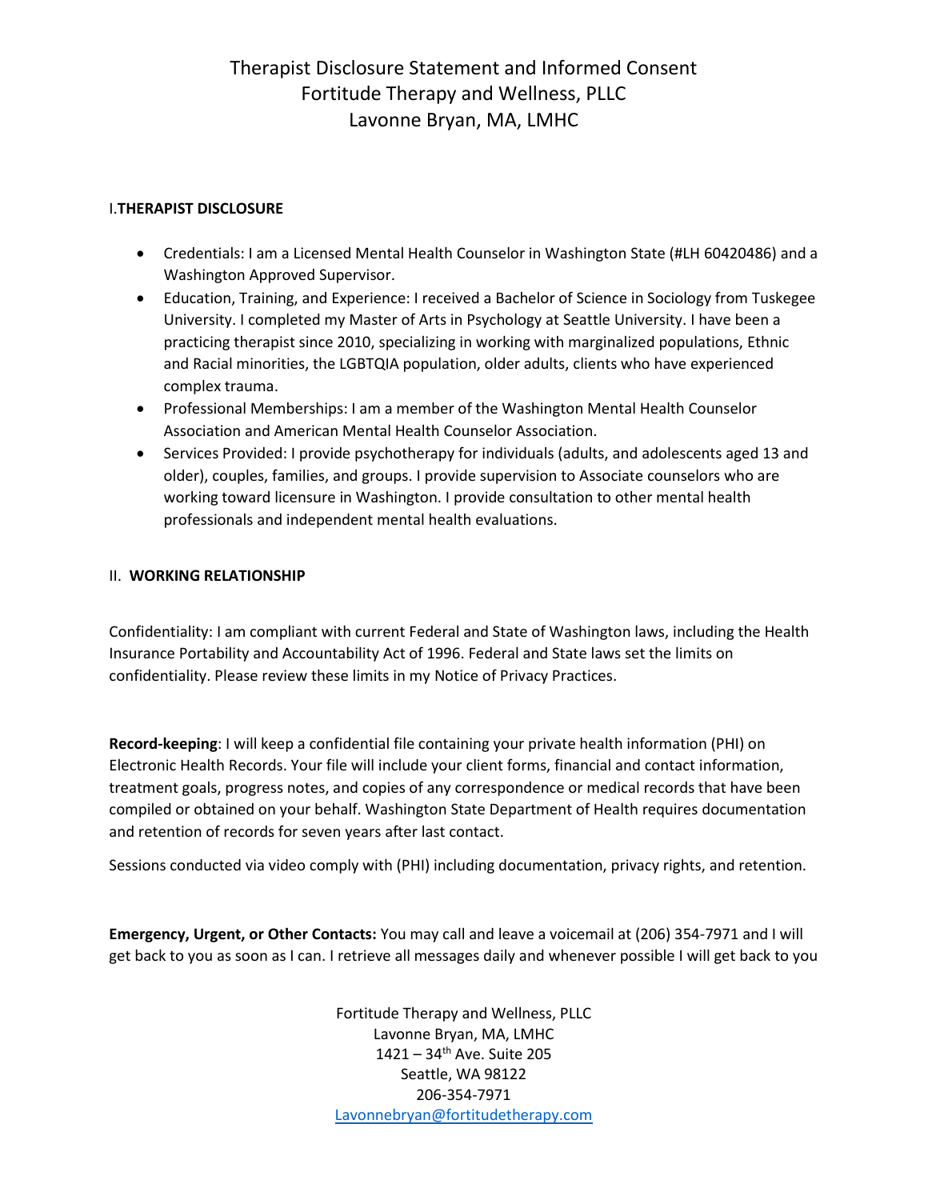# Therapist Disclosure Statement and Informed Consent
## Fortitude Therapy and Wellness, PLLC
## Lavonne Bryan, MA, LMHC

### I. THERAPIST DISCLOSURE

- Credentials: I am a Licensed Mental Health Counselor in Washington State (#LH 60420486) and a Washington Approved Supervisor.
- Education, Training, and Experience: I received a Bachelor of Science in Sociology from Tuskegee University. I completed my Master of Arts in Psychology at Seattle University. I have been a practicing therapist since 2010, specializing in working with marginalized populations, Ethnic and Racial minorities, the LGBTQIA population, older adults, clients who have experienced complex trauma.
- Professional Memberships: I am a member of the Washington Mental Health Counselor Association and American Mental Health Counselor Association.
- Services Provided: I provide psychotherapy for individuals (adults, and adolescents aged 13 and older), couples, families, and groups. I provide supervision to Associate counselors who are working toward licensure in Washington. I provide consultation to other mental health professionals and independent mental health evaluations.

### II. WORKING RELATIONSHIP

Confidentiality: I am compliant with current Federal and State of Washington laws, including the Health Insurance Portability and Accountability Act of 1996. Federal and State laws set the limits on confidentiality. Please review these limits in my Notice of Privacy Practices.

**Record-keeping**: I will keep a confidential file containing your private health information (PHI) on Electronic Health Records. Your file will include your client forms, financial and contact information, treatment goals, progress notes, and copies of any correspondence or medical records that have been compiled or obtained on your behalf. Washington State Department of Health requires documentation and retention of records for seven years after last contact.

Sessions conducted via video comply with (PHI) including documentation, privacy rights, and retention.

**Emergency, Urgent, or Other Contacts:** You may call and leave a voicemail at (206) 354-7971 and I will get back to you as soon as I can. I retrieve all messages daily and whenever possible I will get back to you

Fortitude Therapy and Wellness, PLLC
Lavonne Bryan, MA, LMHC
1421 – 34th Ave. Suite 205
Seattle, WA 98122
206-354-7971
Lavonnebryan@fortitudetherapy.com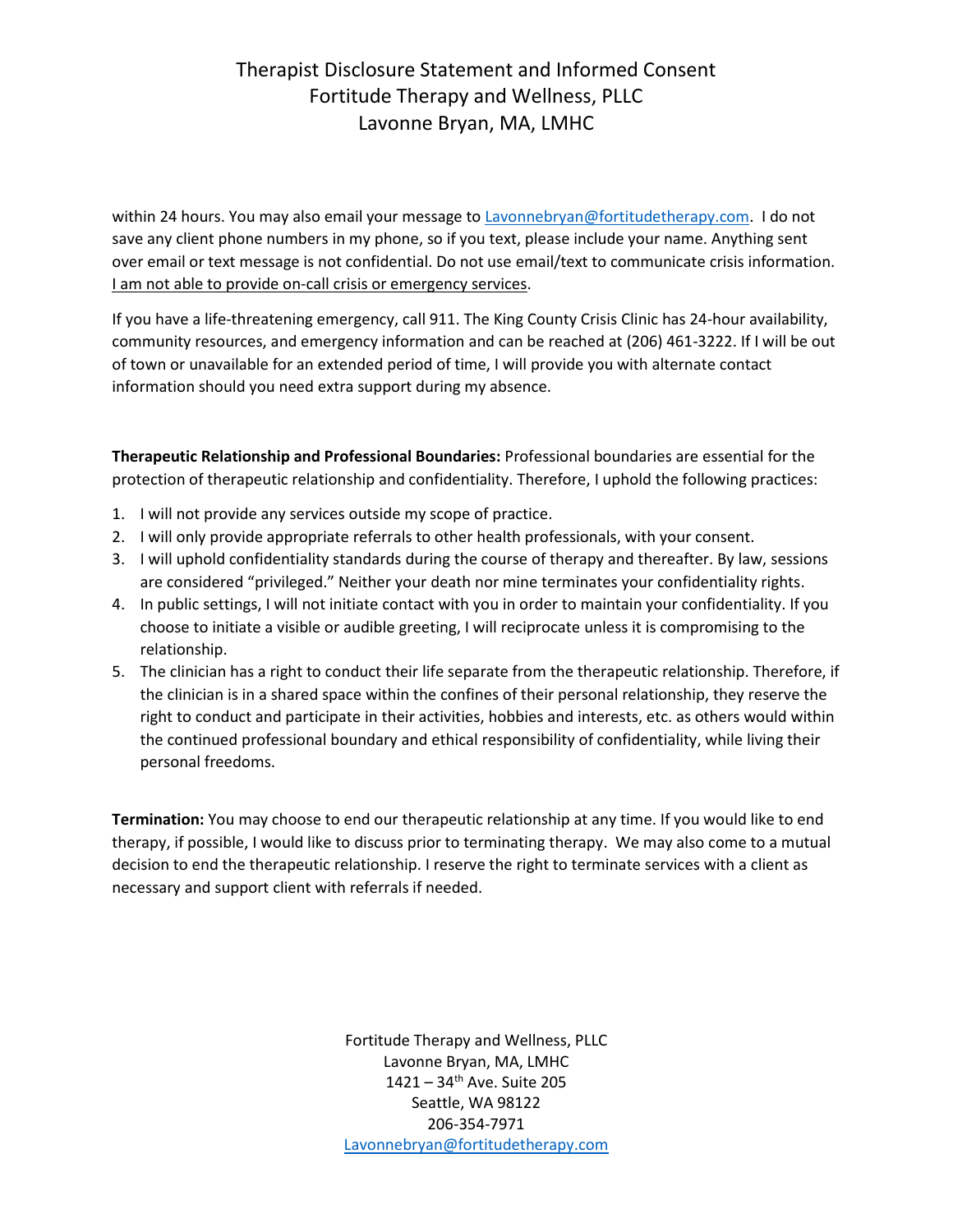within 24 hours. You may also email your message to Lavonnebryan@fortitudetherapy.com. I do not save any client phone numbers in my phone, so if you text, please include your name. Anything sent over email or text message is not confidential. Do not use email/text to communicate crisis information. I am not able to provide on-call crisis or emergency services.

If you have a life-threatening emergency, call 911. The King County Crisis Clinic has 24-hour availability, community resources, and emergency information and can be reached at (206) 461-3222. If I will be out of town or unavailable for an extended period of time, I will provide you with alternate contact information should you need extra support during my absence.

**Therapeutic Relationship and Professional Boundaries:** Professional boundaries are essential for the protection of therapeutic relationship and confidentiality. Therefore, I uphold the following practices:

1. I will not provide any services outside my scope of practice.
2. I will only provide appropriate referrals to other health professionals, with your consent.
3. I will uphold confidentiality standards during the course of therapy and thereafter. By law, sessions are considered "privileged." Neither your death nor mine terminates your confidentiality rights.
4. In public settings, I will not initiate contact with you in order to maintain your confidentiality. If you choose to initiate a visible or audible greeting, I will reciprocate unless it is compromising to the relationship.
5. The clinician has a right to conduct their life separate from the therapeutic relationship. Therefore, if the clinician is in a shared space within the confines of their personal relationship, they reserve the right to conduct and participate in their activities, hobbies and interests, etc. as others would within the continued professional boundary and ethical responsibility of confidentiality, while living their personal freedoms.

**Termination:** You may choose to end our therapeutic relationship at any time. If you would like to end therapy, if possible, I would like to discuss prior to terminating therapy. We may also come to a mutual decision to end the therapeutic relationship. I reserve the right to terminate services with a client as necessary and support client with referrals if needed.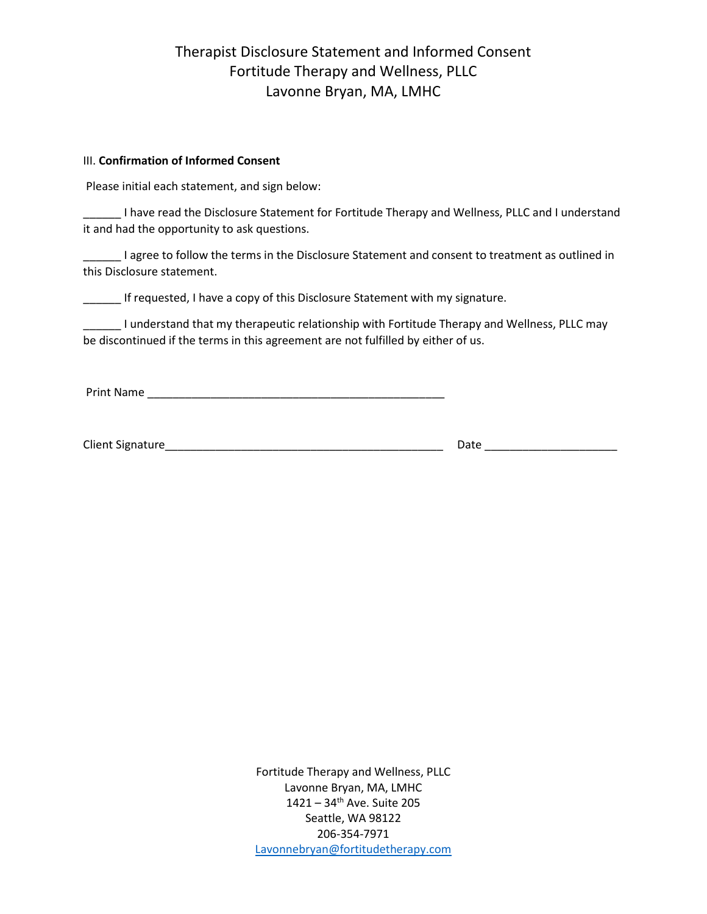# Therapist Disclosure Statement and Informed Consent
# Fortitude Therapy and Wellness, PLLC
# Lavonne Bryan, MA, LMHC

III. **Confirmation of Informed Consent**

Please initial each statement, and sign below:

______ I have read the Disclosure Statement for Fortitude Therapy and Wellness, PLLC and I understand it and had the opportunity to ask questions.

______ I agree to follow the terms in the Disclosure Statement and consent to treatment as outlined in this Disclosure statement.

______ If requested, I have a copy of this Disclosure Statement with my signature.

______ I understand that my therapeutic relationship with Fortitude Therapy and Wellness, PLLC may be discontinued if the terms in this agreement are not fulfilled by either of us.

Print Name ________________________________________________

Client Signature_____________________________________________ Date ____________________

Fortitude Therapy and Wellness, PLLC
Lavonne Bryan, MA, LMHC
1421 – 34th Ave. Suite 205
Seattle, WA 98122
206-354-7971
Lavonnebryan@fortitudetherapy.com